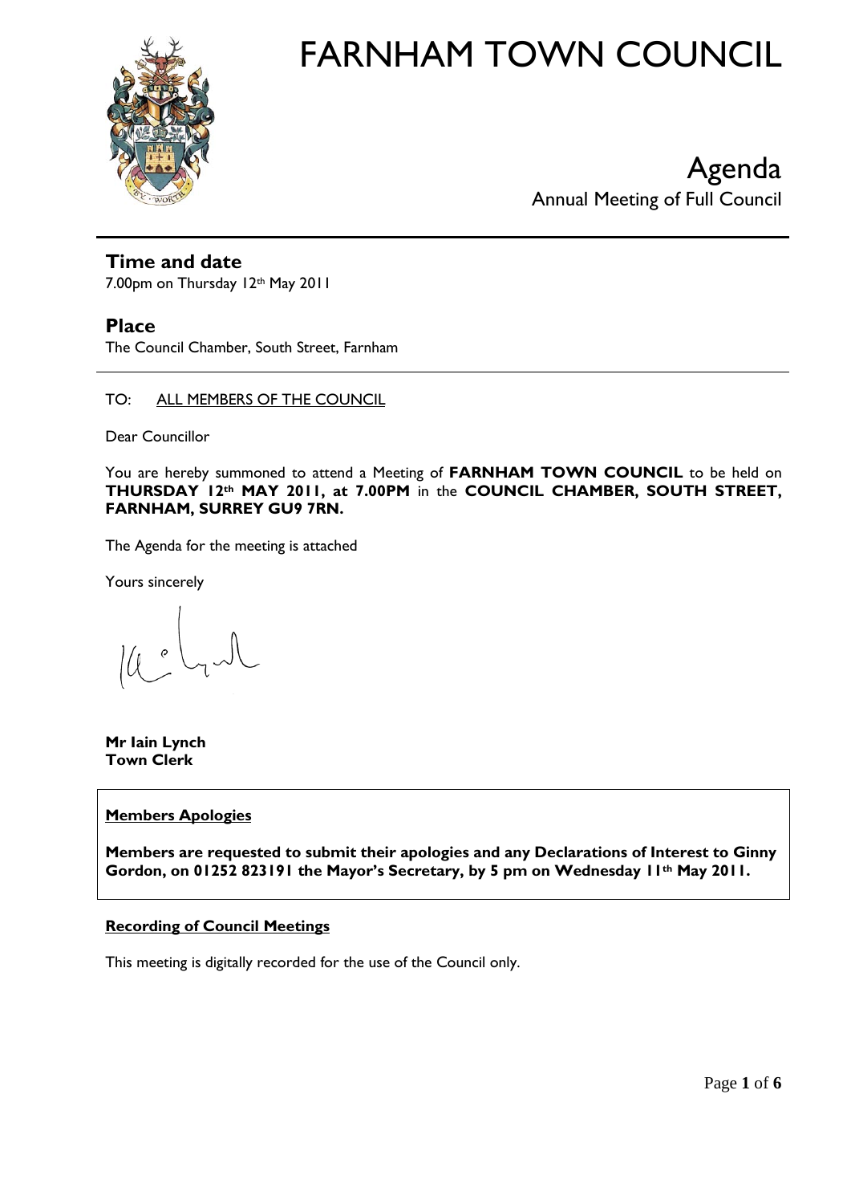# FARNHAM TOWN COUNCIL

## Agenda

Annual Meeting of Full Council

## Time and date

7.00pm on Thursday 12th May 2011

## Place

The Council Chamber, South Street, Farnham

TO: ALL MEMBERS OF THE COUNCIL

Dear Councillor

You are hereby summoned to attend a Meeting of **FARNHAM TOWN COUNCIL** to be held on **THURSDAY 12th MAY 2011, at 7.00PM** in the **COUNCIL CHAMBER, SOUTH STREET, FARNHAM, SURREY GU9 7RN.**

The Agenda for the meeting is attached

Yours sincerely

**Mr Iain Lynch**
**Town Clerk**

**Members Apologies**

**Members are requested to submit their apologies and any Declarations of Interest to Ginny Gordon, on 01252 823191 the Mayor's Secretary, by 5 pm on Wednesday 11th May 2011.**

**Recording of Council Meetings**

This meeting is digitally recorded for the use of the Council only.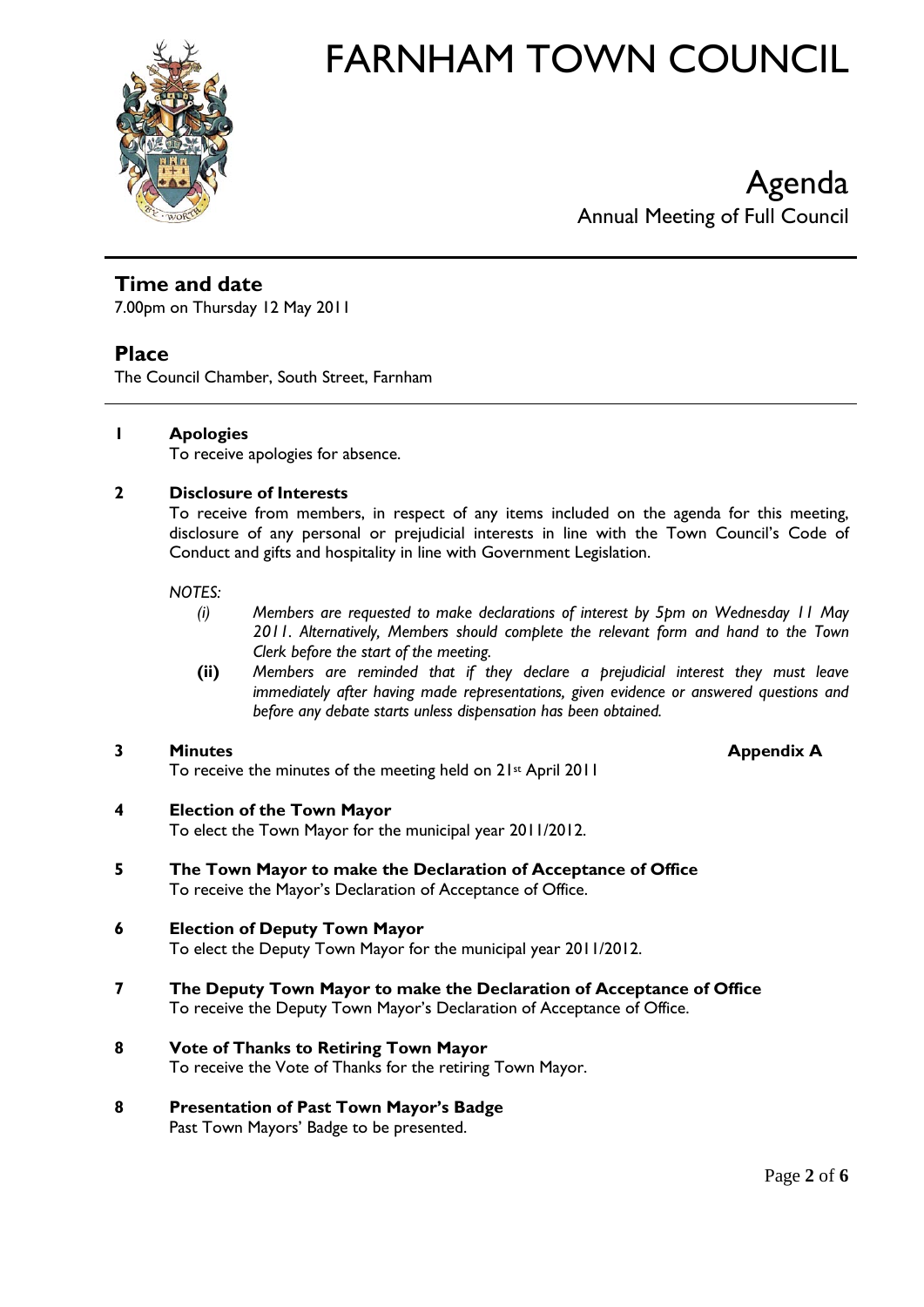# FARNHAM TOWN COUNCIL

# Agenda

Annual Meeting of Full Council

## Time and date

7.00pm on Thursday 12 May 2011

## Place

The Council Chamber, South Street, Farnham

**1 Apologies**

To receive apologies for absence.

**2 Disclosure of Interests**

To receive from members, in respect of any items included on the agenda for this meeting, disclosure of any personal or prejudicial interests in line with the Town Council's Code of Conduct and gifts and hospitality in line with Government Legislation.

*NOTES:*

*(i) Members are requested to make declarations of interest by 5pm on Wednesday 11 May 2011. Alternatively, Members should complete the relevant form and hand to the Town Clerk before the start of the meeting.*

***(ii)*** *Members are reminded that if they declare a prejudicial interest they must leave immediately after having made representations, given evidence or answered questions and before any debate starts unless dispensation has been obtained.*

**3 Minutes** **Appendix A**

To receive the minutes of the meeting held on 21st April 2011

**4 Election of the Town Mayor**

To elect the Town Mayor for the municipal year 2011/2012.

**5 The Town Mayor to make the Declaration of Acceptance of Office**

To receive the Mayor's Declaration of Acceptance of Office.

**6 Election of Deputy Town Mayor**

To elect the Deputy Town Mayor for the municipal year 2011/2012.

**7 The Deputy Town Mayor to make the Declaration of Acceptance of Office**

To receive the Deputy Town Mayor's Declaration of Acceptance of Office.

**8 Vote of Thanks to Retiring Town Mayor**

To receive the Vote of Thanks for the retiring Town Mayor.

**8 Presentation of Past Town Mayor's Badge**

Past Town Mayors' Badge to be presented.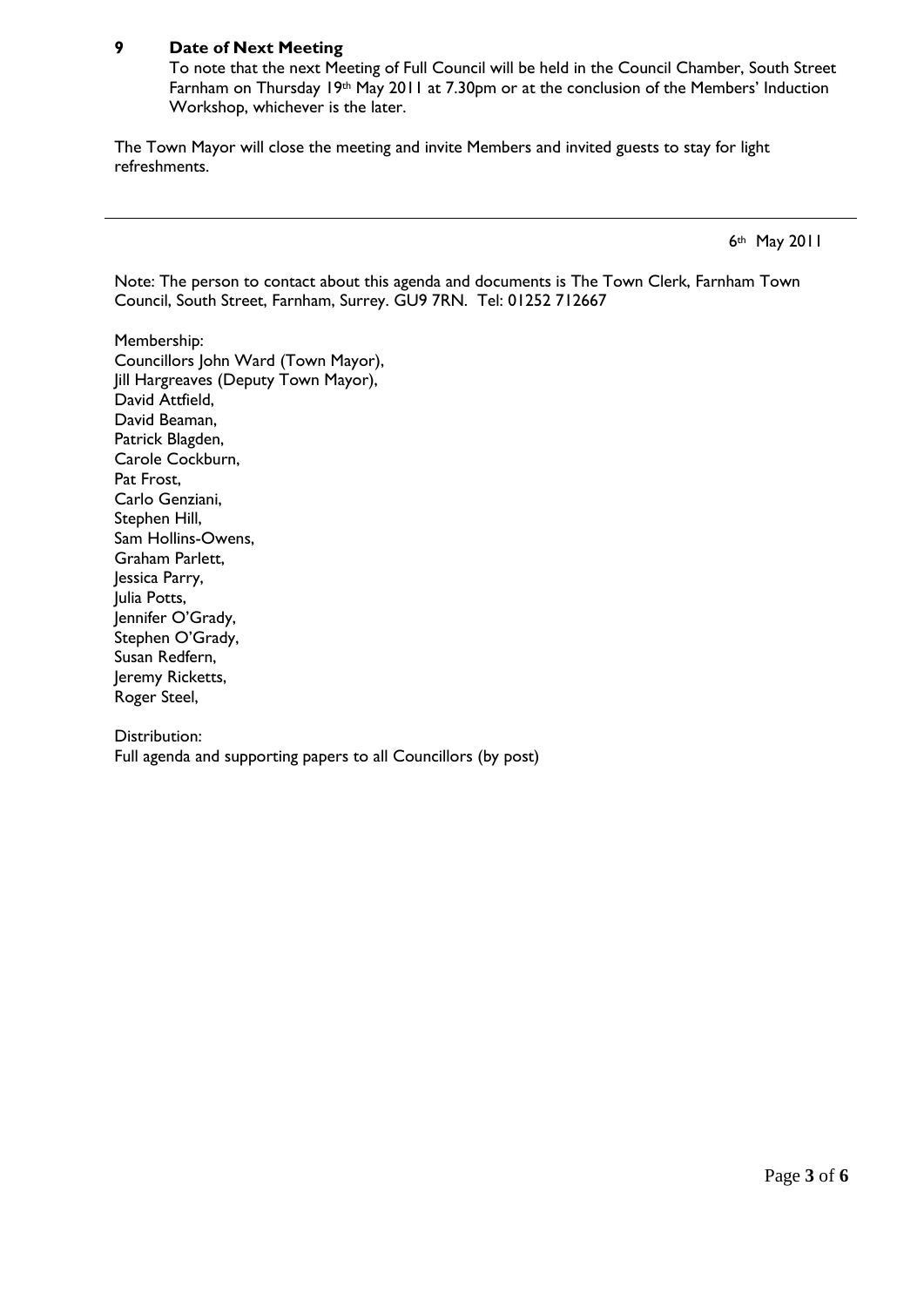## 9 Date of Next Meeting

To note that the next Meeting of Full Council will be held in the Council Chamber, South Street Farnham on Thursday 19th May 2011 at 7.30pm or at the conclusion of the Members' Induction Workshop, whichever is the later.

The Town Mayor will close the meeting and invite Members and invited guests to stay for light refreshments.

---

6th May 2011

Note: The person to contact about this agenda and documents is The Town Clerk, Farnham Town Council, South Street, Farnham, Surrey. GU9 7RN. Tel: 01252 712667

Membership:
Councillors John Ward (Town Mayor),
Jill Hargreaves (Deputy Town Mayor),
David Attfield,
David Beaman,
Patrick Blagden,
Carole Cockburn,
Pat Frost,
Carlo Genziani,
Stephen Hill,
Sam Hollins-Owens,
Graham Parlett,
Jessica Parry,
Julia Potts,
Jennifer O'Grady,
Stephen O'Grady,
Susan Redfern,
Jeremy Ricketts,
Roger Steel,

Distribution:
Full agenda and supporting papers to all Councillors (by post)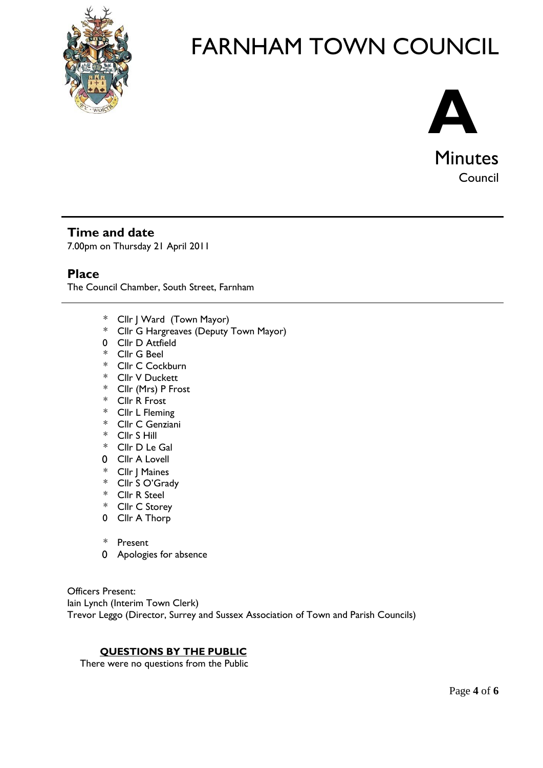# FARNHAM TOWN COUNCIL

**A**

Minutes

Council

## Time and date

7.00pm on Thursday 21 April 2011

## Place

The Council Chamber, South Street, Farnham

---

- \* Cllr J Ward (Town Mayor)
- \* Cllr G Hargreaves (Deputy Town Mayor)
- 0 Cllr D Attfield
- \* Cllr G Beel
- \* Cllr C Cockburn
- \* Cllr V Duckett
- \* Cllr (Mrs) P Frost
- \* Cllr R Frost
- \* Cllr L Fleming
- \* Cllr C Genziani
- \* Cllr S Hill
- \* Cllr D Le Gal
- 0 Cllr A Lovell
- \* Cllr J Maines
- \* Cllr S O'Grady
- \* Cllr R Steel
- \* Cllr C Storey
- 0 Cllr A Thorp

\* Present
0 Apologies for absence

Officers Present:
Iain Lynch (Interim Town Clerk)
Trevor Leggo (Director, Surrey and Sussex Association of Town and Parish Councils)

**QUESTIONS BY THE PUBLIC**

There were no questions from the Public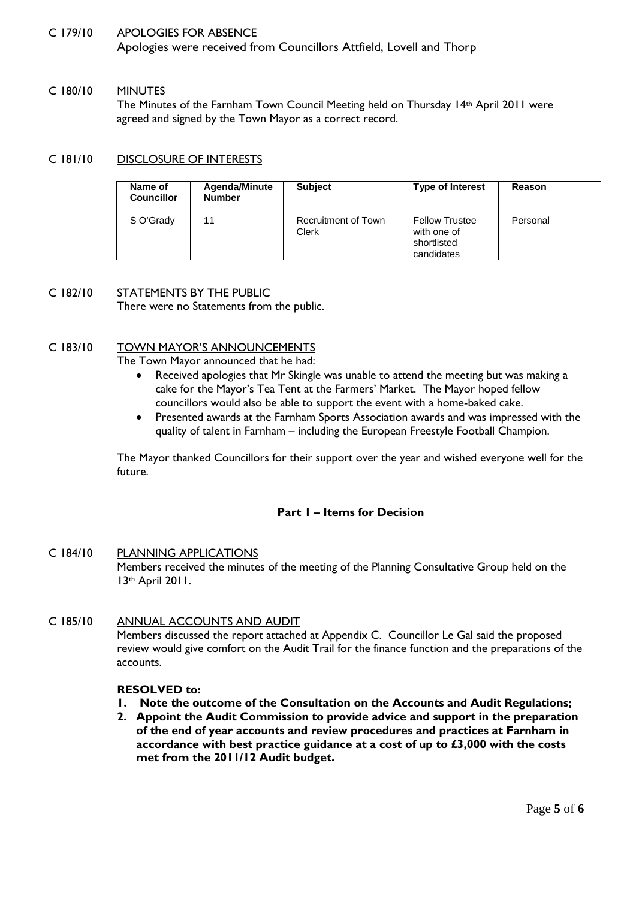C 179/10 APOLOGIES FOR ABSENCE

Apologies were received from Councillors Attfield, Lovell and Thorp

C 180/10 MINUTES

The Minutes of the Farnham Town Council Meeting held on Thursday 14th April 2011 were agreed and signed by the Town Mayor as a correct record.

C 181/10 DISCLOSURE OF INTERESTS

| Name of Councillor | Agenda/Minute Number | Subject | Type of Interest | Reason |
|---|---|---|---|---|
| S O'Grady | 11 | Recruitment of Town Clerk | Fellow Trustee with one of shortlisted candidates | Personal |

C 182/10 STATEMENTS BY THE PUBLIC

There were no Statements from the public.

C 183/10 TOWN MAYOR'S ANNOUNCEMENTS

The Town Mayor announced that he had:

- Received apologies that Mr Skingle was unable to attend the meeting but was making a cake for the Mayor's Tea Tent at the Farmers' Market. The Mayor hoped fellow councillors would also be able to support the event with a home-baked cake.
- Presented awards at the Farnham Sports Association awards and was impressed with the quality of talent in Farnham – including the European Freestyle Football Champion.

The Mayor thanked Councillors for their support over the year and wished everyone well for the future.

**Part 1 – Items for Decision**

C 184/10 PLANNING APPLICATIONS

Members received the minutes of the meeting of the Planning Consultative Group held on the 13th April 2011.

C 185/10 ANNUAL ACCOUNTS AND AUDIT

Members discussed the report attached at Appendix C. Councillor Le Gal said the proposed review would give comfort on the Audit Trail for the finance function and the preparations of the accounts.

**RESOLVED to:**

1. **Note the outcome of the Consultation on the Accounts and Audit Regulations;**
2. **Appoint the Audit Commission to provide advice and support in the preparation of the end of year accounts and review procedures and practices at Farnham in accordance with best practice guidance at a cost of up to £3,000 with the costs met from the 2011/12 Audit budget.**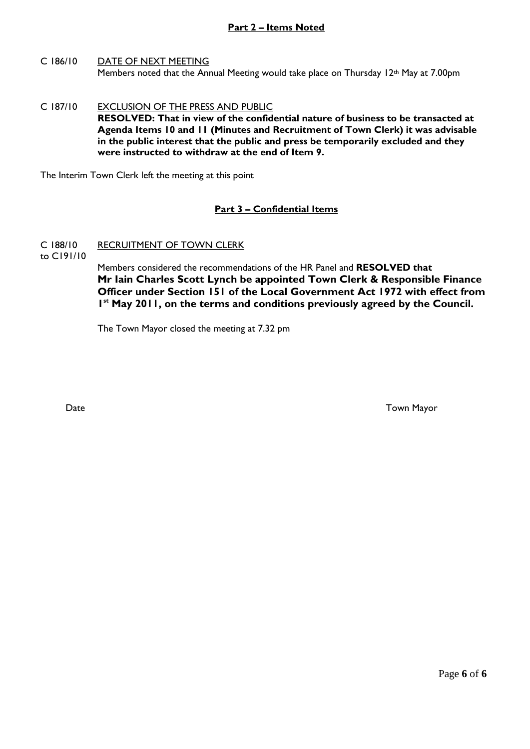## Part 2 – Items Noted

C 186/10 DATE OF NEXT MEETING

Members noted that the Annual Meeting would take place on Thursday 12th May at 7.00pm

C 187/10 EXCLUSION OF THE PRESS AND PUBLIC

**RESOLVED: That in view of the confidential nature of business to be transacted at Agenda Items 10 and 11 (Minutes and Recruitment of Town Clerk) it was advisable in the public interest that the public and press be temporarily excluded and they were instructed to withdraw at the end of Item 9.**

The Interim Town Clerk left the meeting at this point

## Part 3 – Confidential Items

C 188/10 to C191/10 RECRUITMENT OF TOWN CLERK

Members considered the recommendations of the HR Panel and **RESOLVED that Mr Iain Charles Scott Lynch be appointed Town Clerk & Responsible Finance Officer under Section 151 of the Local Government Act 1972 with effect from 1st May 2011, on the terms and conditions previously agreed by the Council.**

The Town Mayor closed the meeting at 7.32 pm

Date Town Mayor